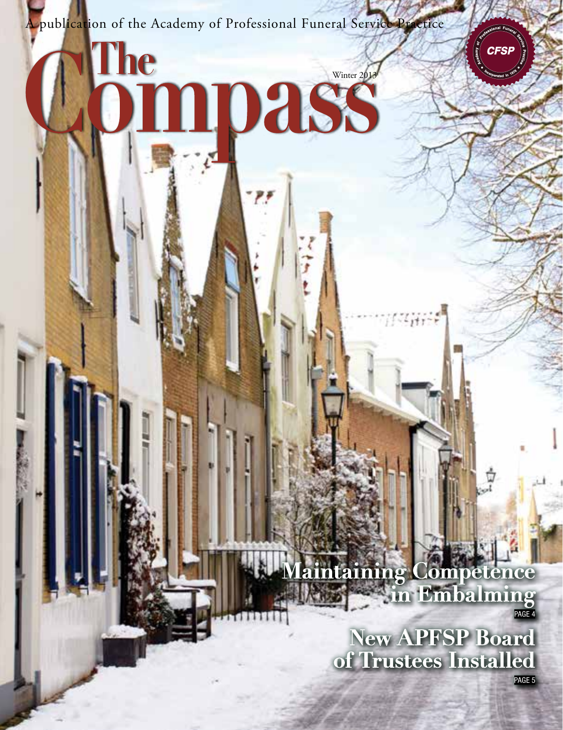A publication of the Academy of Professional Funeral Service Practice

# The Compass

Winter 2013

Academy of Professional Funeral Service Practice · CFSP · Incorporated in 1976

## Maintaining Competence in Embalming

PAGE 4

## New APFSP Board of Trustees Installed

PAGE 5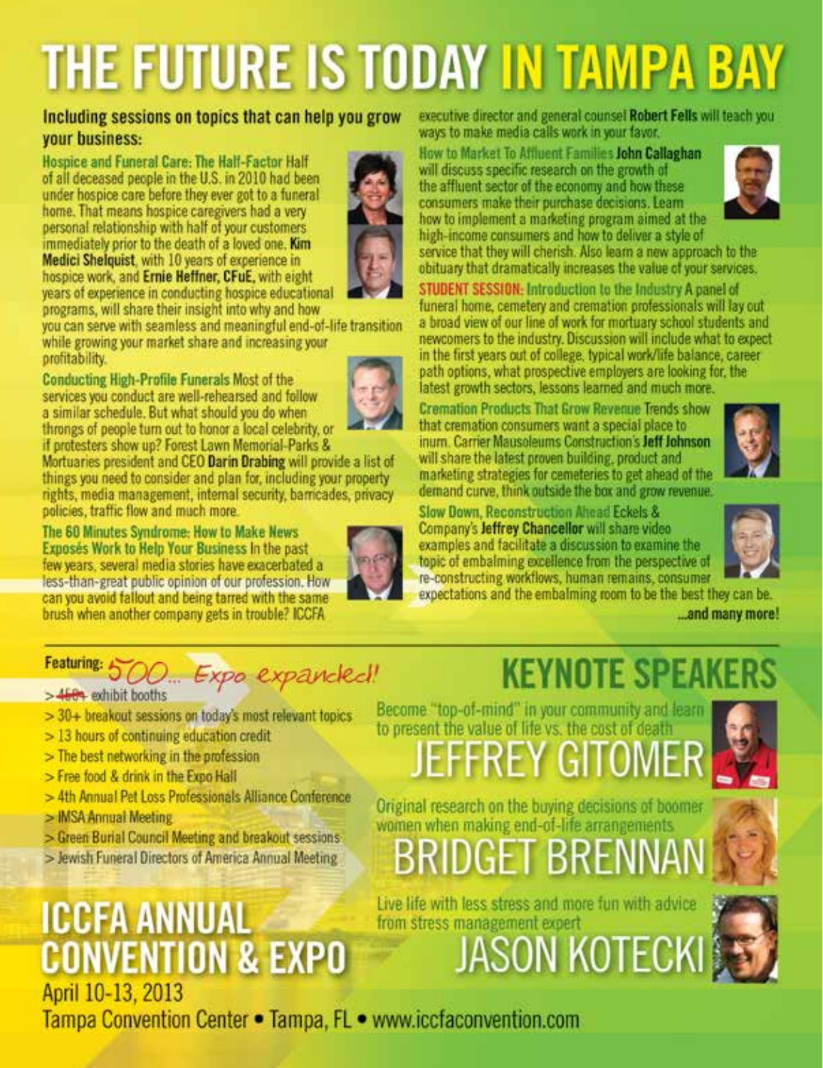# THE FUTURE IS TODAY IN TAMPA BAY

## Including sessions on topics that can help you grow your business:

**Hospice and Funeral Care: The Half-Factor** Half of all deceased people in the U.S. in 2010 had been under hospice care before they ever got to a funeral home. That means hospice caregivers had a very personal relationship with half of your customers immediately prior to the death of a loved one. **Kim Medici Shelquist**, with 10 years of experience in hospice work, and **Ernie Heffner, CFuE,** with eight years of experience in conducting hospice educational programs, will share their insight into why and how you can serve with seamless and meaningful end-of-life transition while growing your market share and increasing your profitability.

**Conducting High-Profile Funerals** Most of the services you conduct are well-rehearsed and follow a similar schedule. But what should you do when throngs of people turn out to honor a local celebrity, or if protesters show up? Forest Lawn Memorial-Parks & Mortuaries president and CEO **Darin Drabing** will provide a list of things you need to consider and plan for, including your property rights, media management, internal security, barricades, privacy policies, traffic flow and much more.

**The 60 Minutes Syndrome: How to Make News Exposés Work to Help Your Business** In the past few years, several media stories have exacerbated a less-than-great public opinion of our profession. How can you avoid fallout and being tarred with the same brush when another company gets in trouble? ICCFA executive director and general counsel **Robert Fells** will teach you ways to make media calls work in your favor.

**How to Market To Affluent Families** **John Callaghan** will discuss specific research on the growth of the affluent sector of the economy and how these consumers make their purchase decisions. Learn how to implement a marketing program aimed at the high-income consumers and how to deliver a style of service that they will cherish. Also learn a new approach to the obituary that dramatically increases the value of your services.

**STUDENT SESSION: Introduction to the Industry** A panel of funeral home, cemetery and cremation professionals will lay out a broad view of our line of work for mortuary school students and newcomers to the industry. Discussion will include what to expect in the first years out of college, typical work/life balance, career path options, what prospective employers are looking for, the latest growth sectors, lessons learned and much more.

**Cremation Products That Grow Revenue** Trends show that cremation consumers want a special place to inurn. Carrier Mausoleums Construction's **Jeff Johnson** will share the latest proven building, product and marketing strategies for cemeteries to get ahead of the demand curve, think outside the box and grow revenue.

**Slow Down, Reconstruction Ahead** Eckels & Company's **Jeffrey Chancellor** will share video examples and facilitate a discussion to examine the topic of embalming excellence from the perspective of re-constructing workflows, human remains, consumer expectations and the embalming room to be the best they can be.

**...and many more!**

**Featuring:** *500... Expo expanded!*

- > ~~450+~~ exhibit booths
- > 30+ breakout sessions on today's most relevant topics
- > 13 hours of continuing education credit
- > The best networking in the profession
- > Free food & drink in the Expo Hall
- > 4th Annual Pet Loss Professionals Alliance Conference
- > IMSA Annual Meeting
- > Green Burial Council Meeting and breakout sessions
- > Jewish Funeral Directors of America Annual Meeting

## KEYNOTE SPEAKERS

Become "top-of-mind" in your community and learn to present the value of life vs. the cost of death

### JEFFREY GITOMER

Original research on the buying decisions of boomer women when making end-of-life arrangements

### BRIDGET BRENNAN

Live life with less stress and more fun with advice from stress management expert

### JASON KOTECKI

## ICCFA ANNUAL CONVENTION & EXPO

April 10-13, 2013

Tampa Convention Center • Tampa, FL • www.iccfaconvention.com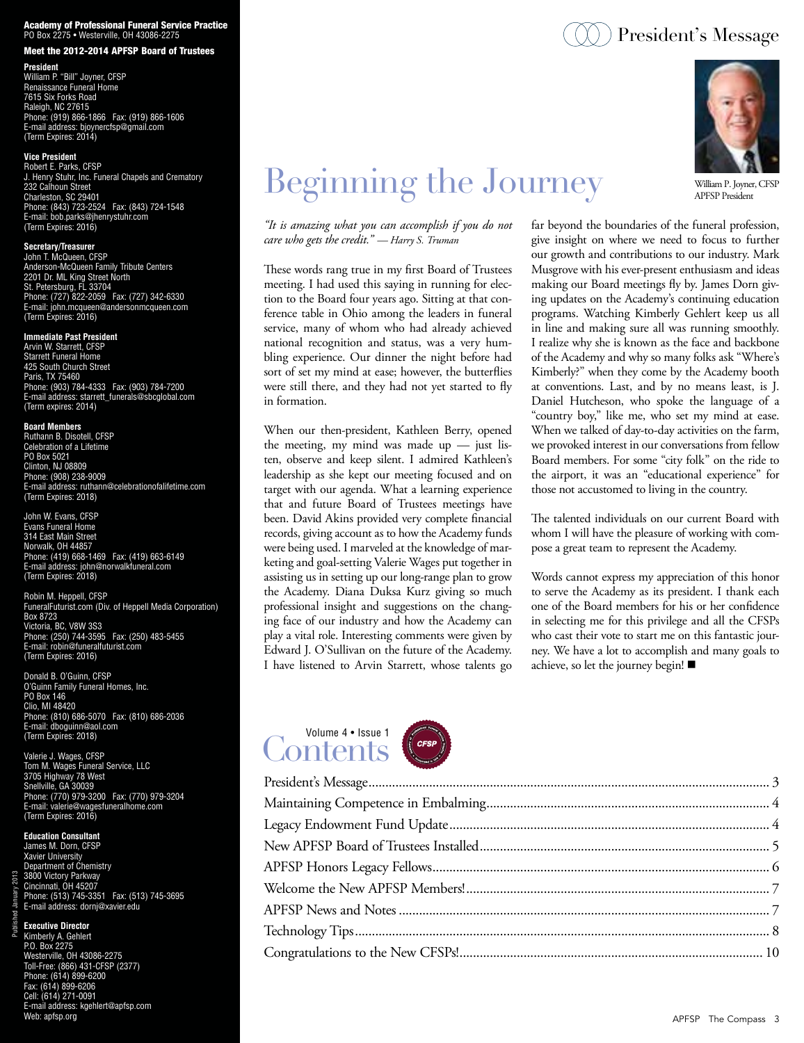**Academy of Professional Funeral Service Practice**
PO Box 2275 • Westerville, OH 43086-2275

### Meet the 2012-2014 APFSP Board of Trustees

**President**
William P. "Bill" Joyner, CFSP
Renaissance Funeral Home
7615 Six Forks Road
Raleigh, NC 27615
Phone: (919) 866-1866 Fax: (919) 866-1606
E-mail address: bjoynercfsp@gmail.com
(Term Expires: 2014)

**Vice President**
Robert E. Parks, CFSP
J. Henry Stuhr, Inc. Funeral Chapels and Crematory
232 Calhoun Street
Charleston, SC 29401
Phone: (843) 723-2524 Fax: (843) 724-1548
E-mail: bob.parks@jhenrystuhr.com
(Term Expires: 2016)

**Secretary/Treasurer**
John T. McQueen, CFSP
Anderson-McQueen Family Tribute Centers
2201 Dr. ML King Street North
St. Petersburg, FL 33704
Phone: (727) 822-2059 Fax: (727) 342-6330
E-mail address: john.mcqueen@andersonmcqueen.com
(Term Expires: 2016)

**Immediate Past President**
Arvin W. Starrett, CFSP
Starrett Funeral Home
425 South Church Street
Paris, TX 75460
Phone: (903) 784-4333 Fax: (903) 784-7200
E-mail address: starrett_funerals@sbcglobal.com
(Term expires: 2014)

**Board Members**
Ruthann B. Disotell, CFSP
Celebration of a Lifetime
PO Box 5021
Clinton, NJ 08809
Phone: (908) 238-9009
E-mail address: ruthann@celebrationofalifetime.com
(Term Expires: 2018)

John W. Evans, CFSP
Evans Funeral Home
314 East Main Street
Norwalk, OH 44857
Phone: (419) 668-1469 Fax: (419) 663-6149
E-mail address: john@norwalkfuneral.com
(Term Expires: 2018)

Robin M. Heppell, CFSP
FuneralFuturist.com (Div. of Heppell Media Corporation)
Box 8723
Victoria, BC, V8W 3S3
Phone: (250) 744-3595 Fax: (250) 483-5455
E-mail: robin@funeralfuturist.com
(Term Expires: 2016)

Donald B. O'Guinn, CFSP
O'Guinn Family Funeral Homes, Inc.
PO Box 146
Clio, MI 48420
Phone: (810) 686-5070 Fax: (810) 686-2036
E-mail: dboguinn@aol.com
(Term Expires: 2018)

Valerie J. Wages, CFSP
Tom M. Wages Funeral Service, LLC
3705 Highway 78 West
Snellville, GA 30039
Phone: (770) 979-3200 Fax: (770) 979-3204
E-mail address: valerie@wagesfuneralhome.com
(Term Expires: 2016)

**Education Consultant**
James M. Dorn, CFSP
Xavier University
Department of Chemistry
3800 Victory Parkway
Cincinnati, OH 45207
Phone: (513) 745-3351 Fax: (513) 745-3695
E-mail address: dornj@xavier.edu

**Executive Director**
Kimberly A. Gehlert
P.O. Box 2275
Westerville, OH 43086-2275
Toll-Free: (866) 431-CFSP (2377)
Phone: (614) 899-6200
Fax: (614) 899-6206
Cell: (614) 271-0091
E-mail address: kgehlert@apfsp.com
Web: apfsp.org

Published January 2013

## President's Message

# Beginning the Journey

William P. Joyner, CFSP
APFSP President

*"It is amazing what you can accomplish if you do not care who gets the credit." — Harry S. Truman*

These words rang true in my first Board of Trustees meeting. I had used this saying in running for election to the Board four years ago. Sitting at that conference table in Ohio among the leaders in funeral service, many of whom who had already achieved national recognition and status, was a very humbling experience. Our dinner the night before had sort of set my mind at ease; however, the butterflies were still there, and they had not yet started to fly in formation.

When our then-president, Kathleen Berry, opened the meeting, my mind was made up — just listen, observe and keep silent. I admired Kathleen's leadership as she kept our meeting focused and on target with our agenda. What a learning experience that and future Board of Trustees meetings have been. David Akins provided very complete financial records, giving account as to how the Academy funds were being used. I marveled at the knowledge of marketing and goal-setting Valerie Wages put together in assisting us in setting up our long-range plan to grow the Academy. Diana Duksa Kurz giving so much professional insight and suggestions on the changing face of our industry and how the Academy can play a vital role. Interesting comments were given by Edward J. O'Sullivan on the future of the Academy. I have listened to Arvin Starrett, whose talents go far beyond the boundaries of the funeral profession, give insight on where we need to focus to further our growth and contributions to our industry. Mark Musgrove with his ever-present enthusiasm and ideas making our Board meetings fly by. James Dorn giving updates on the Academy's continuing education programs. Watching Kimberly Gehlert keep us all in line and making sure all was running smoothly. I realize why she is known as the face and backbone of the Academy and why so many folks ask "Where's Kimberly?" when they come by the Academy booth at conventions. Last, and by no means least, is J. Daniel Hutcheson, who spoke the language of a "country boy," like me, who set my mind at ease. When we talked of day-to-day activities on the farm, we provoked interest in our conversations from fellow Board members. For some "city folk" on the ride to the airport, it was an "educational experience" for those not accustomed to living in the country.

The talented individuals on our current Board with whom I will have the pleasure of working with compose a great team to represent the Academy.

Words cannot express my appreciation of this honor to serve the Academy as its president. I thank each one of the Board members for his or her confidence in selecting me for this privilege and all the CFSPs who cast their vote to start me on this fantastic journey. We have a lot to accomplish and many goals to achieve, so let the journey begin! ■

## Contents

Volume 4 • Issue 1

| | |
|---|---|
| President's Message | 3 |
| Maintaining Competence in Embalming | 4 |
| Legacy Endowment Fund Update | 4 |
| New APFSP Board of Trustees Installed | 5 |
| APFSP Honors Legacy Fellows | 6 |
| Welcome the New APFSP Members! | 7 |
| APFSP News and Notes | 7 |
| Technology Tips | 8 |
| Congratulations to the New CFSPs! | 10 |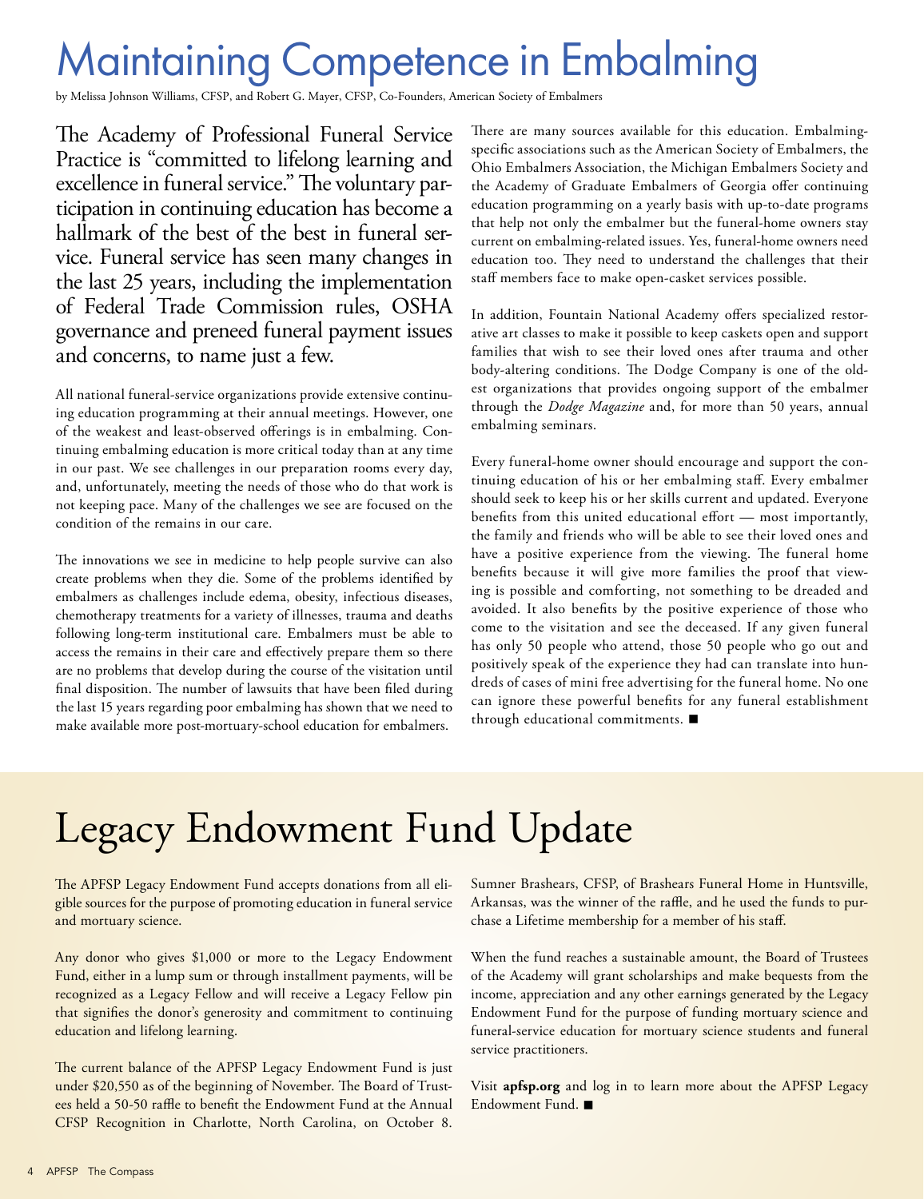# Maintaining Competence in Embalming

by Melissa Johnson Williams, CFSP, and Robert G. Mayer, CFSP, Co-Founders, American Society of Embalmers

The Academy of Professional Funeral Service Practice is "committed to lifelong learning and excellence in funeral service." The voluntary participation in continuing education has become a hallmark of the best of the best in funeral service. Funeral service has seen many changes in the last 25 years, including the implementation of Federal Trade Commission rules, OSHA governance and preneed funeral payment issues and concerns, to name just a few.

All national funeral-service organizations provide extensive continuing education programming at their annual meetings. However, one of the weakest and least-observed offerings is in embalming. Continuing embalming education is more critical today than at any time in our past. We see challenges in our preparation rooms every day, and, unfortunately, meeting the needs of those who do that work is not keeping pace. Many of the challenges we see are focused on the condition of the remains in our care.

The innovations we see in medicine to help people survive can also create problems when they die. Some of the problems identified by embalmers as challenges include edema, obesity, infectious diseases, chemotherapy treatments for a variety of illnesses, trauma and deaths following long-term institutional care. Embalmers must be able to access the remains in their care and effectively prepare them so there are no problems that develop during the course of the visitation until final disposition. The number of lawsuits that have been filed during the last 15 years regarding poor embalming has shown that we need to make available more post-mortuary-school education for embalmers.

There are many sources available for this education. Embalming-specific associations such as the American Society of Embalmers, the Ohio Embalmers Association, the Michigan Embalmers Society and the Academy of Graduate Embalmers of Georgia offer continuing education programming on a yearly basis with up-to-date programs that help not only the embalmer but the funeral-home owners stay current on embalming-related issues. Yes, funeral-home owners need education too. They need to understand the challenges that their staff members face to make open-casket services possible.

In addition, Fountain National Academy offers specialized restorative art classes to make it possible to keep caskets open and support families that wish to see their loved ones after trauma and other body-altering conditions. The Dodge Company is one of the oldest organizations that provides ongoing support of the embalmer through the *Dodge Magazine* and, for more than 50 years, annual embalming seminars.

Every funeral-home owner should encourage and support the continuing education of his or her embalming staff. Every embalmer should seek to keep his or her skills current and updated. Everyone benefits from this united educational effort — most importantly, the family and friends who will be able to see their loved ones and have a positive experience from the viewing. The funeral home benefits because it will give more families the proof that viewing is possible and comforting, not something to be dreaded and avoided. It also benefits by the positive experience of those who come to the visitation and see the deceased. If any given funeral has only 50 people who attend, those 50 people who go out and positively speak of the experience they had can translate into hundreds of cases of mini free advertising for the funeral home. No one can ignore these powerful benefits for any funeral establishment through educational commitments. ■

# Legacy Endowment Fund Update

The APFSP Legacy Endowment Fund accepts donations from all eligible sources for the purpose of promoting education in funeral service and mortuary science.

Any donor who gives $1,000 or more to the Legacy Endowment Fund, either in a lump sum or through installment payments, will be recognized as a Legacy Fellow and will receive a Legacy Fellow pin that signifies the donor's generosity and commitment to continuing education and lifelong learning.

The current balance of the APFSP Legacy Endowment Fund is just under $20,550 as of the beginning of November. The Board of Trustees held a 50-50 raffle to benefit the Endowment Fund at the Annual CFSP Recognition in Charlotte, North Carolina, on October 8. Sumner Brashears, CFSP, of Brashears Funeral Home in Huntsville, Arkansas, was the winner of the raffle, and he used the funds to purchase a Lifetime membership for a member of his staff.

When the fund reaches a sustainable amount, the Board of Trustees of the Academy will grant scholarships and make bequests from the income, appreciation and any other earnings generated by the Legacy Endowment Fund for the purpose of funding mortuary science and funeral-service education for mortuary science students and funeral service practitioners.

Visit **apfsp.org** and log in to learn more about the APFSP Legacy Endowment Fund. ■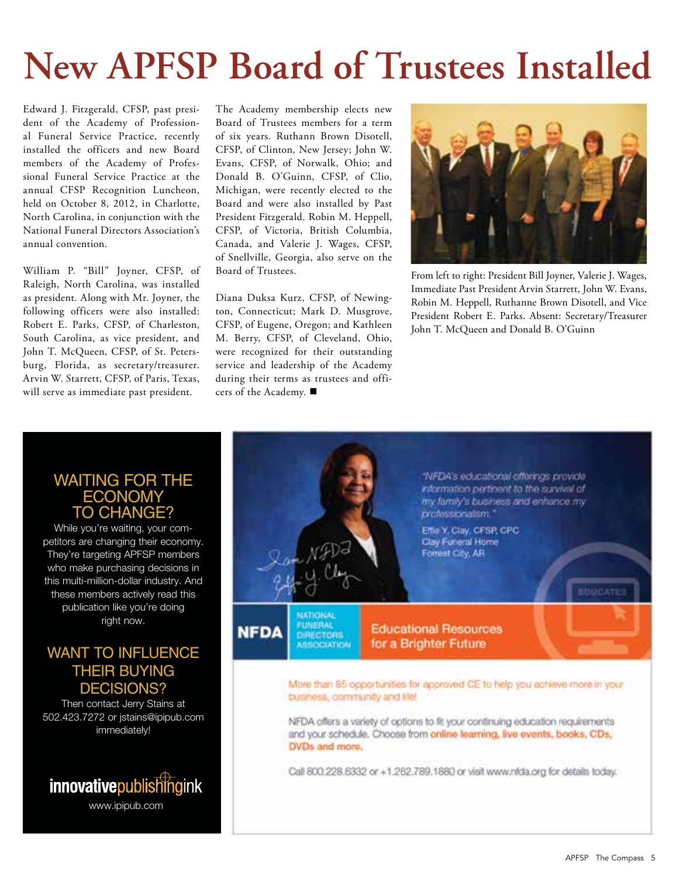# New APFSP Board of Trustees Installed

Edward J. Fitzgerald, CFSP, past president of the Academy of Professional Funeral Service Practice, recently installed the officers and new Board members of the Academy of Professional Funeral Service Practice at the annual CFSP Recognition Luncheon, held on October 8, 2012, in Charlotte, North Carolina, in conjunction with the National Funeral Directors Association's annual convention.

William P. "Bill" Joyner, CFSP, of Raleigh, North Carolina, was installed as president. Along with Mr. Joyner, the following officers were also installed: Robert E. Parks, CFSP, of Charleston, South Carolina, as vice president, and John T. McQueen, CFSP, of St. Petersburg, Florida, as secretary/treasurer. Arvin W. Starrett, CFSP, of Paris, Texas, will serve as immediate past president.

The Academy membership elects new Board of Trustees members for a term of six years. Ruthann Brown Disotell, CFSP, of Clinton, New Jersey; John W. Evans, CFSP, of Norwalk, Ohio; and Donald B. O'Guinn, CFSP, of Clio, Michigan, were recently elected to the Board and were also installed by Past President Fitzgerald. Robin M. Heppell, CFSP, of Victoria, British Columbia, Canada, and Valerie J. Wages, CFSP, of Snellville, Georgia, also serve on the Board of Trustees.

Diana Duksa Kurz, CFSP, of Newington, Connecticut; Mark D. Musgrove, CFSP, of Eugene, Oregon; and Kathleen M. Berry, CFSP, of Cleveland, Ohio, were recognized for their outstanding service and leadership of the Academy during their terms as trustees and officers of the Academy. ■

From left to right: President Bill Joyner, Valerie J. Wages, Immediate Past President Arvin Starrett, John W. Evans, Robin M. Heppell, Ruthanne Brown Disotell, and Vice President Robert E. Parks. Absent: Secretary/Treasurer John T. McQueen and Donald B. O'Guinn

## WAITING FOR THE ECONOMY TO CHANGE?

While you're waiting, your competitors are changing their economy. They're targeting APFSP members who make purchasing decisions in this multi-million-dollar industry. And these members actively read this publication like you're doing right now.

## WANT TO INFLUENCE THEIR BUYING DECISIONS?

Then contact Jerry Stains at 502.423.7272 or jstains@ipipub.com immediately!

innovativepublishingink
www.ipipub.com

"NFDA's educational offerings provide information pertinent to the survival of my family's business and enhance my professionalism."

Effie Y. Clay, CFSP, CPC
Clay Funeral Home
Forrest City, AR

NFDA NATIONAL FUNERAL DIRECTORS ASSOCIATION

**Educational Resources for a Brighter Future**

More than 65 opportunities for approved CE to help you achieve more in your business, community and life!

NFDA offers a variety of options to fit your continuing education requirements and your schedule. Choose from **online learning, live events, books, CDs, DVDs and more.**

Call 800.228.6332 or +1.262.789.1880 or visit www.nfda.org for details today.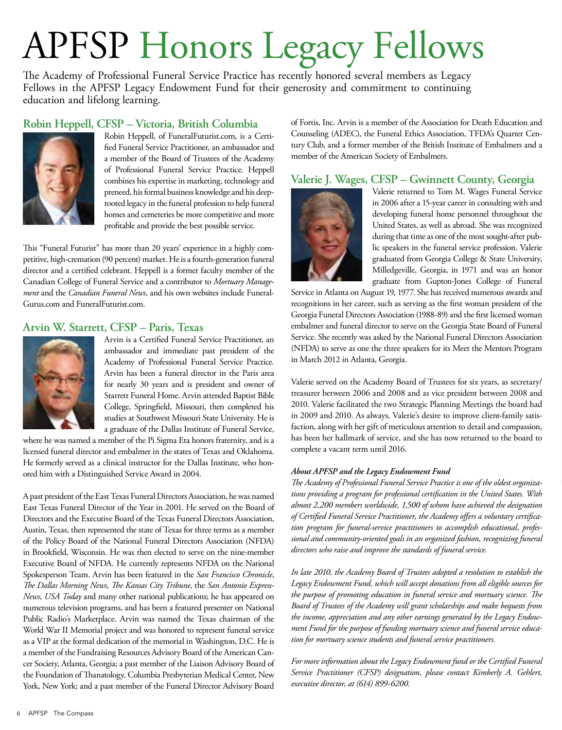# APFSP Honors Legacy Fellows

The Academy of Professional Funeral Service Practice has recently honored several members as Legacy Fellows in the APFSP Legacy Endowment Fund for their generosity and commitment to continuing education and lifelong learning.

## Robin Heppell, CFSP – Victoria, British Columbia

Robin Heppell, of FuneralFuturist.com, is a Certified Funeral Service Practitioner, an ambassador and a member of the Board of Trustees of the Academy of Professional Funeral Service Practice. Heppell combines his expertise in marketing, technology and preneed, his formal business knowledge and his deep-rooted legacy in the funeral profession to help funeral homes and cemeteries be more competitive and more profitable and provide the best possible service.

This "Funeral Futurist" has more than 20 years' experience in a highly competitive, high-cremation (90 percent) market. He is a fourth-generation funeral director and a certified celebrant. Heppell is a former faculty member of the Canadian College of Funeral Service and a contributor to *Mortuary Management* and the *Canadian Funeral News*, and his own websites include FuneralGurus.com and FuneralFuturist.com.

## Arvin W. Starrett, CFSP – Paris, Texas

Arvin is a Certified Funeral Service Practitioner, an ambassador and immediate past president of the Academy of Professional Funeral Service Practice. Arvin has been a funeral director in the Paris area for nearly 30 years and is president and owner of Starrett Funeral Home. Arvin attended Baptist Bible College, Springfield, Missouri, then completed his studies at Southwest Missouri State University. He is a graduate of the Dallas Institute of Funeral Service, where he was named a member of the Pi Sigma Eta honors fraternity, and is a licensed funeral director and embalmer in the states of Texas and Oklahoma. He formerly served as a clinical instructor for the Dallas Institute, who honored him with a Distinguished Service Award in 2004.

A past president of the East Texas Funeral Directors Association, he was named East Texas Funeral Director of the Year in 2001. He served on the Board of Directors and the Executive Board of the Texas Funeral Directors Association, Austin, Texas, then represented the state of Texas for three terms as a member of the Policy Board of the National Funeral Directors Association (NFDA) in Brookfield, Wisconsin. He was then elected to serve on the nine-member Executive Board of NFDA. He currently represents NFDA on the National Spokesperson Team. Arvin has been featured in the *San Francisco Chronicle*, *The Dallas Morning News*, *The Kansas City Tribune*, the *San Antonio Express-News*, *USA Today* and many other national publications; he has appeared on numerous television programs, and has been a featured presenter on National Public Radio's Marketplace. Arvin was named the Texas chairman of the World War II Memorial project and was honored to represent funeral service as a VIP at the formal dedication of the memorial in Washington, D.C. He is a member of the Fundraising Resources Advisory Board of the American Cancer Society, Atlanta, Georgia; a past member of the Liaison Advisory Board of the Foundation of Thanatology, Columbia Presbyterian Medical Center, New York, New York; and a past member of the Funeral Director Advisory Board of Fortis, Inc. Arvin is a member of the Association for Death Education and Counseling (ADEC), the Funeral Ethics Association, TFDA's Quarter Century Club, and a former member of the British Institute of Embalmers and a member of the American Society of Embalmers.

## Valerie J. Wages, CFSP – Gwinnett County, Georgia

Valerie returned to Tom M. Wages Funeral Service in 2006 after a 15-year career in consulting with and developing funeral home personnel throughout the United States, as well as abroad. She was recognized during that time as one of the most sought-after public speakers in the funeral service profession. Valerie graduated from Georgia College & State University, Milledgeville, Georgia, in 1971 and was an honor graduate from Gupton-Jones College of Funeral Service in Atlanta on August 19, 1977. She has received numerous awards and recognitions in her career, such as serving as the first woman president of the Georgia Funeral Directors Association (1988-89) and the first licensed woman embalmer and funeral director to serve on the Georgia State Board of Funeral Service. She recently was asked by the National Funeral Directors Association (NFDA) to serve as one the three speakers for its Meet the Mentors Program in March 2012 in Atlanta, Georgia.

Valerie served on the Academy Board of Trustees for six years, as secretary/treasurer between 2006 and 2008 and as vice president between 2008 and 2010. Valerie facilitated the two Strategic Planning Meetings the board had in 2009 and 2010. As always, Valerie's desire to improve client-family satisfaction, along with her gift of meticulous attention to detail and compassion, has been her hallmark of service, and she has now returned to the board to complete a vacant term until 2016.

***About APFSP and the Legacy Endowment Fund***

*The Academy of Professional Funeral Service Practice is one of the oldest organizations providing a program for professional certification in the United States. With almost 2,200 members worldwide, 1,500 of whom have achieved the designation of Certified Funeral Service Practitioner, the Academy offers a voluntary certification program for funeral-service practitioners to accomplish educational, professional and community-oriented goals in an organized fashion, recognizing funeral directors who raise and improve the standards of funeral service.*

*In late 2010, the Academy Board of Trustees adopted a resolution to establish the Legacy Endowment Fund, which will accept donations from all eligible sources for the purpose of promoting education in funeral service and mortuary science. The Board of Trustees of the Academy will grant scholarships and make bequests from the income, appreciation and any other earnings generated by the Legacy Endowment Fund for the purpose of funding mortuary science and funeral service education for mortuary science students and funeral service practitioners.*

*For more information about the Legacy Endowment fund or the Certified Funeral Service Practitioner (CFSP) designation, please contact Kimberly A. Gehlert, executive director, at (614) 899-6200.*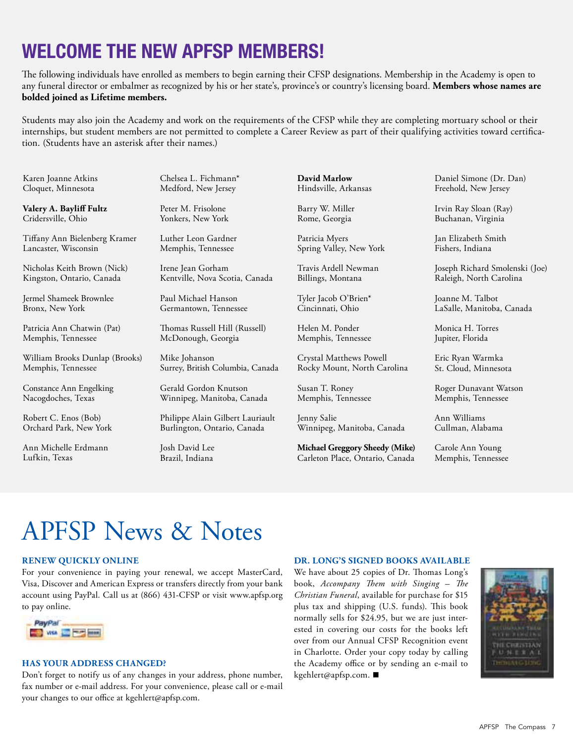# WELCOME THE NEW APFSP MEMBERS!

The following individuals have enrolled as members to begin earning their CFSP designations. Membership in the Academy is open to any funeral director or embalmer as recognized by his or her state's, province's or country's licensing board. **Members whose names are bolded joined as Lifetime members.**

Students may also join the Academy and work on the requirements of the CFSP while they are completing mortuary school or their internships, but student members are not permitted to complete a Career Review as part of their qualifying activities toward certification. (Students have an asterisk after their names.)

Karen Joanne Atkins
Cloquet, Minnesota

**Valery A. Bayliff Fultz**
Cridersville, Ohio

Tiffany Ann Bielenberg Kramer
Lancaster, Wisconsin

Nicholas Keith Brown (Nick)
Kingston, Ontario, Canada

Jermel Shameek Brownlee
Bronx, New York

Patricia Ann Chatwin (Pat)
Memphis, Tennessee

William Brooks Dunlap (Brooks)
Memphis, Tennessee

Constance Ann Engelking
Nacogdoches, Texas

Robert C. Enos (Bob)
Orchard Park, New York

Ann Michelle Erdmann
Lufkin, Texas

Chelsea L. Fichmann*
Medford, New Jersey

Peter M. Frisolone
Yonkers, New York

Luther Leon Gardner
Memphis, Tennessee

Irene Jean Gorham
Kentville, Nova Scotia, Canada

Paul Michael Hanson
Germantown, Tennessee

Thomas Russell Hill (Russell)
McDonough, Georgia

Mike Johanson
Surrey, British Columbia, Canada

Gerald Gordon Knutson
Winnipeg, Manitoba, Canada

Philippe Alain Gilbert Lauriault
Burlington, Ontario, Canada

Josh David Lee
Brazil, Indiana

**David Marlow**
Hindsville, Arkansas

Barry W. Miller
Rome, Georgia

Patricia Myers
Spring Valley, New York

Travis Ardell Newman
Billings, Montana

Tyler Jacob O'Brien*
Cincinnati, Ohio

Helen M. Ponder
Memphis, Tennessee

Crystal Matthews Powell
Rocky Mount, North Carolina

Susan T. Roney
Memphis, Tennessee

Jenny Salie
Winnipeg, Manitoba, Canada

**Michael Greggory Sheedy (Mike)**
Carleton Place, Ontario, Canada

Daniel Simone (Dr. Dan)
Freehold, New Jersey

Irvin Ray Sloan (Ray)
Buchanan, Virginia

Jan Elizabeth Smith
Fishers, Indiana

Joseph Richard Smolenski (Joe)
Raleigh, North Carolina

Joanne M. Talbot
LaSalle, Manitoba, Canada

Monica H. Torres
Jupiter, Florida

Eric Ryan Warmka
St. Cloud, Minnesota

Roger Dunavant Watson
Memphis, Tennessee

Ann Williams
Cullman, Alabama

Carole Ann Young
Memphis, Tennessee

# APFSP News & Notes

### RENEW QUICKLY ONLINE

For your convenience in paying your renewal, we accept MasterCard, Visa, Discover and American Express or transfers directly from your bank account using PayPal. Call us at (866) 431-CFSP or visit www.apfsp.org to pay online.

### HAS YOUR ADDRESS CHANGED?

Don't forget to notify us of any changes in your address, phone number, fax number or e-mail address. For your convenience, please call or e-mail your changes to our office at kgehlert@apfsp.com.

### DR. LONG'S SIGNED BOOKS AVAILABLE

We have about 25 copies of Dr. Thomas Long's book, *Accompany Them with Singing – The Christian Funeral*, available for purchase for $15 plus tax and shipping (U.S. funds). This book normally sells for $24.95, but we are just interested in covering our costs for the books left over from our Annual CFSP Recognition event in Charlotte. Order your copy today by calling the Academy office or by sending an e-mail to kgehlert@apfsp.com. ■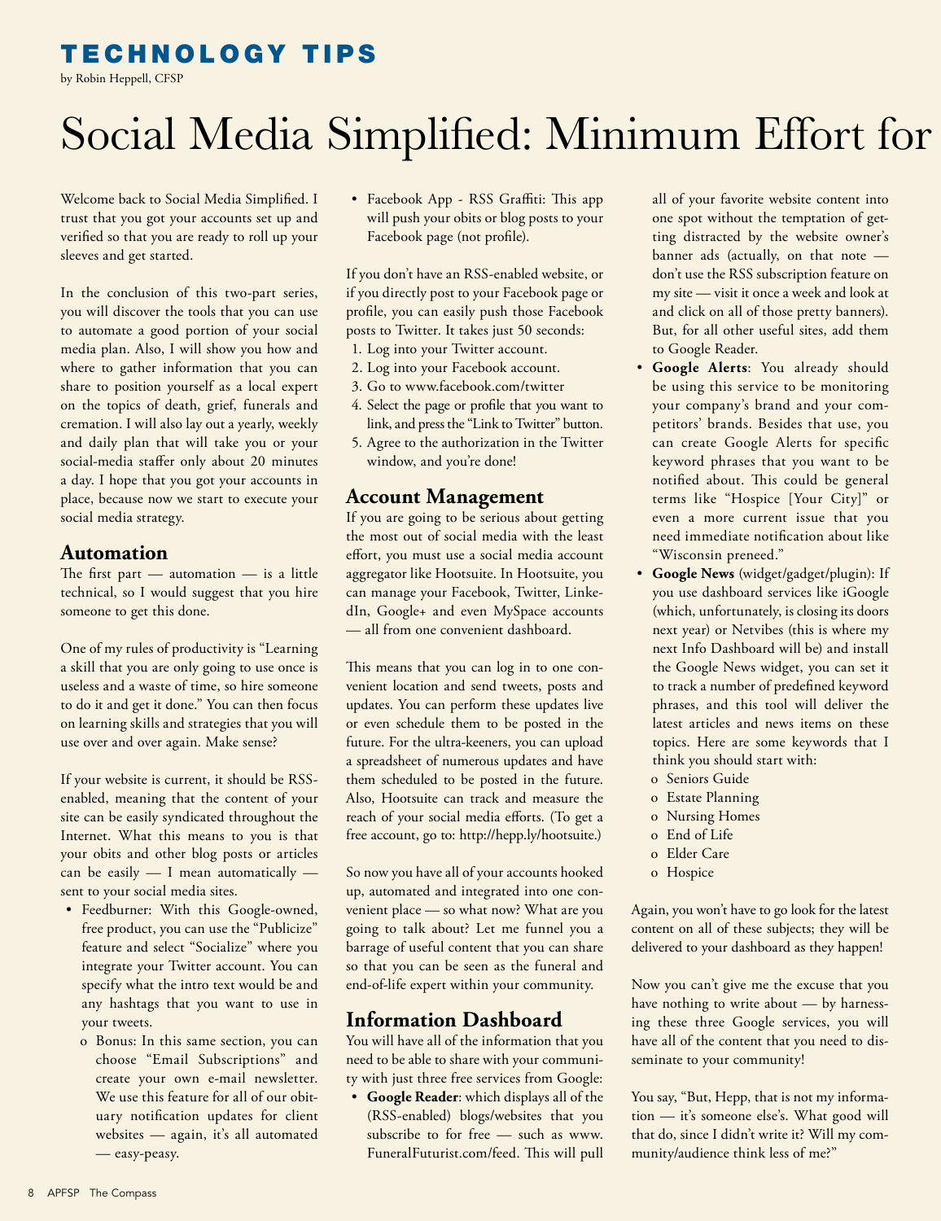## TECHNOLOGY TIPS

by Robin Heppell, CFSP

# Social Media Simplified: Minimum Effort for

Welcome back to Social Media Simplified. I trust that you got your accounts set up and verified so that you are ready to roll up your sleeves and get started.

In the conclusion of this two-part series, you will discover the tools that you can use to automate a good portion of your social media plan. Also, I will show you how and where to gather information that you can share to position yourself as a local expert on the topics of death, grief, funerals and cremation. I will also lay out a yearly, weekly and daily plan that will take you or your social-media staffer only about 20 minutes a day. I hope that you got your accounts in place, because now we start to execute your social media strategy.

## Automation

The first part — automation — is a little technical, so I would suggest that you hire someone to get this done.

One of my rules of productivity is "Learning a skill that you are only going to use once is useless and a waste of time, so hire someone to do it and get it done." You can then focus on learning skills and strategies that you will use over and over again. Make sense?

If your website is current, it should be RSS-enabled, meaning that the content of your site can be easily syndicated throughout the Internet. What this means to you is that your obits and other blog posts or articles can be easily — I mean automatically — sent to your social media sites.

- Feedburner: With this Google-owned, free product, you can use the "Publicize" feature and select "Socialize" where you integrate your Twitter account. You can specify what the intro text would be and any hashtags that you want to use in your tweets.
  - Bonus: In this same section, you can choose "Email Subscriptions" and create your own e-mail newsletter. We use this feature for all of our obituary notification updates for client websites — again, it's all automated — easy-peasy.
- Facebook App - RSS Graffiti: This app will push your obits or blog posts to your Facebook page (not profile).

If you don't have an RSS-enabled website, or if you directly post to your Facebook page or profile, you can easily push those Facebook posts to Twitter. It takes just 50 seconds:

1. Log into your Twitter account.
2. Log into your Facebook account.
3. Go to www.facebook.com/twitter
4. Select the page or profile that you want to link, and press the "Link to Twitter" button.
5. Agree to the authorization in the Twitter window, and you're done!

## Account Management

If you are going to be serious about getting the most out of social media with the least effort, you must use a social media account aggregator like Hootsuite. In Hootsuite, you can manage your Facebook, Twitter, LinkedIn, Google+ and even MySpace accounts — all from one convenient dashboard.

This means that you can log in to one convenient location and send tweets, posts and updates. You can perform these updates live or even schedule them to be posted in the future. For the ultra-keeners, you can upload a spreadsheet of numerous updates and have them scheduled to be posted in the future. Also, Hootsuite can track and measure the reach of your social media efforts. (To get a free account, go to: http://hepp.ly/hootsuite.)

So now you have all of your accounts hooked up, automated and integrated into one convenient place — so what now? What are you going to talk about? Let me funnel you a barrage of useful content that you can share so that you can be seen as the funeral and end-of-life expert within your community.

## Information Dashboard

You will have all of the information that you need to be able to share with your community with just three free services from Google:

- **Google Reader**: which displays all of the (RSS-enabled) blogs/websites that you subscribe to for free — such as www.FuneralFuturist.com/feed. This will pull all of your favorite website content into one spot without the temptation of getting distracted by the website owner's banner ads (actually, on that note — don't use the RSS subscription feature on my site — visit it once a week and look at and click on all of those pretty banners). But, for all other useful sites, add them to Google Reader.
- **Google Alerts**: You already should be using this service to be monitoring your company's brand and your competitors' brands. Besides that use, you can create Google Alerts for specific keyword phrases that you want to be notified about. This could be general terms like "Hospice [Your City]" or even a more current issue that you need immediate notification about like "Wisconsin preneed."
- **Google News** (widget/gadget/plugin): If you use dashboard services like iGoogle (which, unfortunately, is closing its doors next year) or Netvibes (this is where my next Info Dashboard will be) and install the Google News widget, you can set it to track a number of predefined keyword phrases, and this tool will deliver the latest articles and news items on these topics. Here are some keywords that I think you should start with:
  - Seniors Guide
  - Estate Planning
  - Nursing Homes
  - End of Life
  - Elder Care
  - Hospice

Again, you won't have to go look for the latest content on all of these subjects; they will be delivered to your dashboard as they happen!

Now you can't give me the excuse that you have nothing to write about — by harnessing these three Google services, you will have all of the content that you need to disseminate to your community!

You say, "But, Hepp, that is not my information — it's someone else's. What good will that do, since I didn't write it? Will my community/audience think less of me?"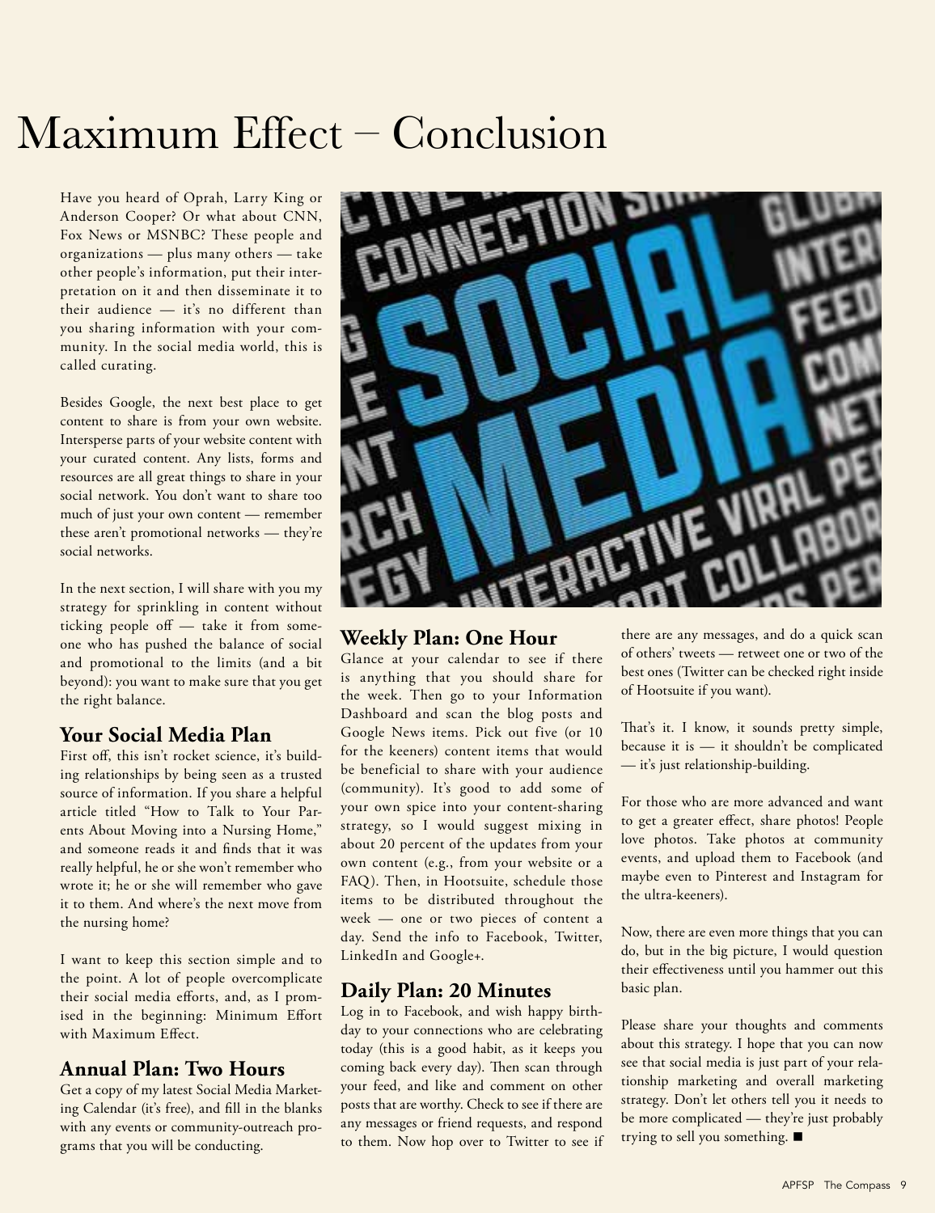# Maximum Effect – Conclusion

Have you heard of Oprah, Larry King or Anderson Cooper? Or what about CNN, Fox News or MSNBC? These people and organizations — plus many others — take other people's information, put their interpretation on it and then disseminate it to their audience — it's no different than you sharing information with your community. In the social media world, this is called curating.

Besides Google, the next best place to get content to share is from your own website. Intersperse parts of your website content with your curated content. Any lists, forms and resources are all great things to share in your social network. You don't want to share too much of just your own content — remember these aren't promotional networks — they're social networks.

In the next section, I will share with you my strategy for sprinkling in content without ticking people off — take it from someone who has pushed the balance of social and promotional to the limits (and a bit beyond): you want to make sure that you get the right balance.

## Your Social Media Plan

First off, this isn't rocket science, it's building relationships by being seen as a trusted source of information. If you share a helpful article titled "How to Talk to Your Parents About Moving into a Nursing Home," and someone reads it and finds that it was really helpful, he or she won't remember who wrote it; he or she will remember who gave it to them. And where's the next move from the nursing home?

I want to keep this section simple and to the point. A lot of people overcomplicate their social media efforts, and, as I promised in the beginning: Minimum Effort with Maximum Effect.

## Annual Plan: Two Hours

Get a copy of my latest Social Media Marketing Calendar (it's free), and fill in the blanks with any events or community-outreach programs that you will be conducting.

## Weekly Plan: One Hour

Glance at your calendar to see if there is anything that you should share for the week. Then go to your Information Dashboard and scan the blog posts and Google News items. Pick out five (or 10 for the keeners) content items that would be beneficial to share with your audience (community). It's good to add some of your own spice into your content-sharing strategy, so I would suggest mixing in about 20 percent of the updates from your own content (e.g., from your website or a FAQ). Then, in Hootsuite, schedule those items to be distributed throughout the week — one or two pieces of content a day. Send the info to Facebook, Twitter, LinkedIn and Google+.

## Daily Plan: 20 Minutes

Log in to Facebook, and wish happy birthday to your connections who are celebrating today (this is a good habit, as it keeps you coming back every day). Then scan through your feed, and like and comment on other posts that are worthy. Check to see if there are any messages or friend requests, and respond to them. Now hop over to Twitter to see if there are any messages, and do a quick scan of others' tweets — retweet one or two of the best ones (Twitter can be checked right inside of Hootsuite if you want).

That's it. I know, it sounds pretty simple, because it is — it shouldn't be complicated — it's just relationship-building.

For those who are more advanced and want to get a greater effect, share photos! People love photos. Take photos at community events, and upload them to Facebook (and maybe even to Pinterest and Instagram for the ultra-keeners).

Now, there are even more things that you can do, but in the big picture, I would question their effectiveness until you hammer out this basic plan.

Please share your thoughts and comments about this strategy. I hope that you can now see that social media is just part of your relationship marketing and overall marketing strategy. Don't let others tell you it needs to be more complicated — they're just probably trying to sell you something. ■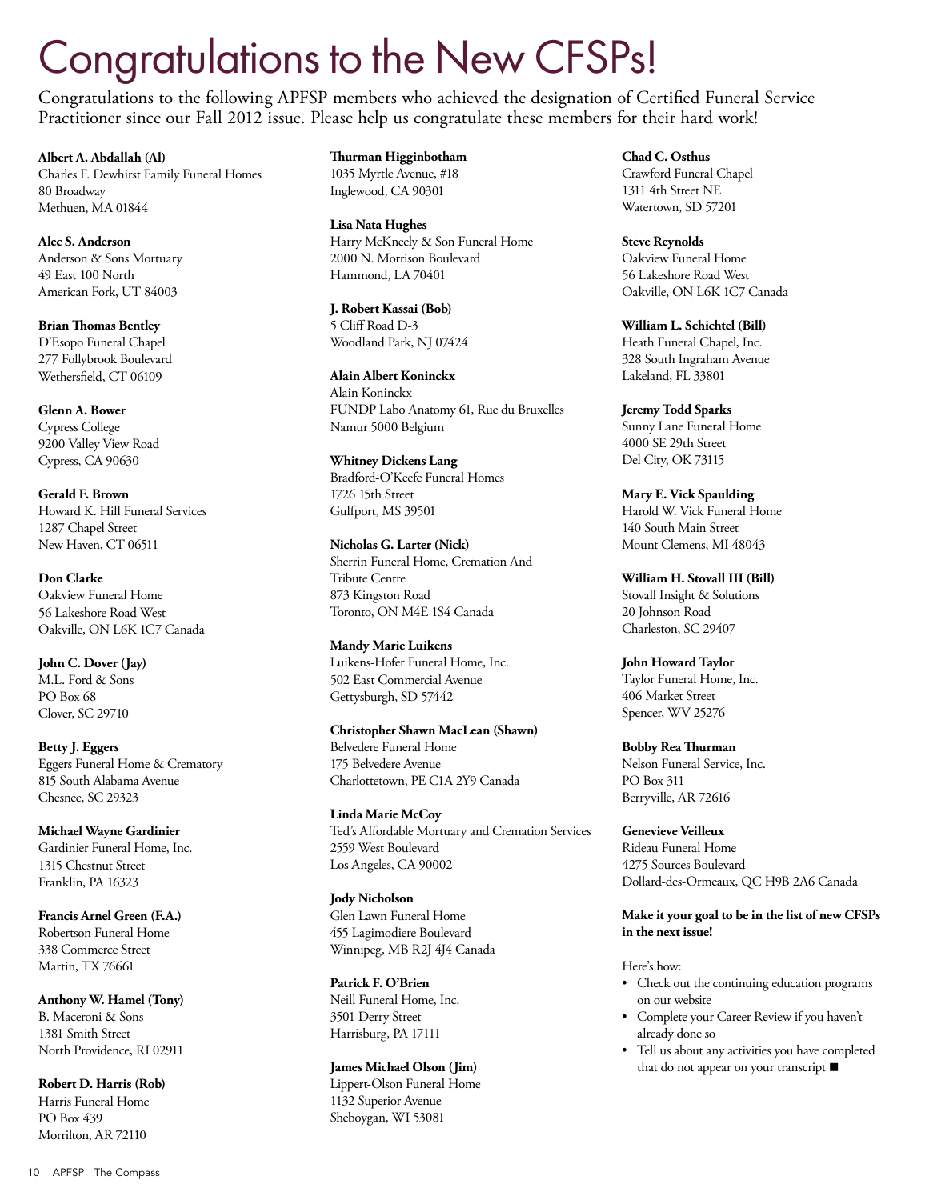# Congratulations to the New CFSPs!

Congratulations to the following APFSP members who achieved the designation of Certified Funeral Service Practitioner since our Fall 2012 issue. Please help us congratulate these members for their hard work!

**Albert A. Abdallah (Al)**
Charles F. Dewhirst Family Funeral Homes
80 Broadway
Methuen, MA 01844

**Alec S. Anderson**
Anderson & Sons Mortuary
49 East 100 North
American Fork, UT 84003

**Brian Thomas Bentley**
D'Esopo Funeral Chapel
277 Follybrook Boulevard
Wethersfield, CT 06109

**Glenn A. Bower**
Cypress College
9200 Valley View Road
Cypress, CA 90630

**Gerald F. Brown**
Howard K. Hill Funeral Services
1287 Chapel Street
New Haven, CT 06511

**Don Clarke**
Oakview Funeral Home
56 Lakeshore Road West
Oakville, ON L6K 1C7 Canada

**John C. Dover (Jay)**
M.L. Ford & Sons
PO Box 68
Clover, SC 29710

**Betty J. Eggers**
Eggers Funeral Home & Crematory
815 South Alabama Avenue
Chesnee, SC 29323

**Michael Wayne Gardinier**
Gardinier Funeral Home, Inc.
1315 Chestnut Street
Franklin, PA 16323

**Francis Arnel Green (F.A.)**
Robertson Funeral Home
338 Commerce Street
Martin, TX 76661

**Anthony W. Hamel (Tony)**
B. Maceroni & Sons
1381 Smith Street
North Providence, RI 02911

**Robert D. Harris (Rob)**
Harris Funeral Home
PO Box 439
Morrilton, AR 72110

**Thurman Higginbotham**
1035 Myrtle Avenue, #18
Inglewood, CA 90301

**Lisa Nata Hughes**
Harry McKneely & Son Funeral Home
2000 N. Morrison Boulevard
Hammond, LA 70401

**J. Robert Kassai (Bob)**
5 Cliff Road D-3
Woodland Park, NJ 07424

**Alain Albert Koninckx**
Alain Koninckx
FUNDP Labo Anatomy 61, Rue du Bruxelles
Namur 5000 Belgium

**Whitney Dickens Lang**
Bradford-O'Keefe Funeral Homes
1726 15th Street
Gulfport, MS 39501

**Nicholas G. Larter (Nick)**
Sherrin Funeral Home, Cremation And Tribute Centre
873 Kingston Road
Toronto, ON M4E 1S4 Canada

**Mandy Marie Luikens**
Luikens-Hofer Funeral Home, Inc.
502 East Commercial Avenue
Gettysburgh, SD 57442

**Christopher Shawn MacLean (Shawn)**
Belvedere Funeral Home
175 Belvedere Avenue
Charlottetown, PE C1A 2Y9 Canada

**Linda Marie McCoy**
Ted's Affordable Mortuary and Cremation Services
2559 West Boulevard
Los Angeles, CA 90002

**Jody Nicholson**
Glen Lawn Funeral Home
455 Lagimodiere Boulevard
Winnipeg, MB R2J 4J4 Canada

**Patrick F. O'Brien**
Neill Funeral Home, Inc.
3501 Derry Street
Harrisburg, PA 17111

**James Michael Olson (Jim)**
Lippert-Olson Funeral Home
1132 Superior Avenue
Sheboygan, WI 53081

**Chad C. Osthus**
Crawford Funeral Chapel
1311 4th Street NE
Watertown, SD 57201

**Steve Reynolds**
Oakview Funeral Home
56 Lakeshore Road West
Oakville, ON L6K 1C7 Canada

**William L. Schichtel (Bill)**
Heath Funeral Chapel, Inc.
328 South Ingraham Avenue
Lakeland, FL 33801

**Jeremy Todd Sparks**
Sunny Lane Funeral Home
4000 SE 29th Street
Del City, OK 73115

**Mary E. Vick Spaulding**
Harold W. Vick Funeral Home
140 South Main Street
Mount Clemens, MI 48043

**William H. Stovall III (Bill)**
Stovall Insight & Solutions
20 Johnson Road
Charleston, SC 29407

**John Howard Taylor**
Taylor Funeral Home, Inc.
406 Market Street
Spencer, WV 25276

**Bobby Rea Thurman**
Nelson Funeral Service, Inc.
PO Box 311
Berryville, AR 72616

**Genevieve Veilleux**
Rideau Funeral Home
4275 Sources Boulevard
Dollard-des-Ormeaux, QC H9B 2A6 Canada

**Make it your goal to be in the list of new CFSPs in the next issue!**

Here's how:

- Check out the continuing education programs on our website
- Complete your Career Review if you haven't already done so
- Tell us about any activities you have completed that do not appear on your transcript ■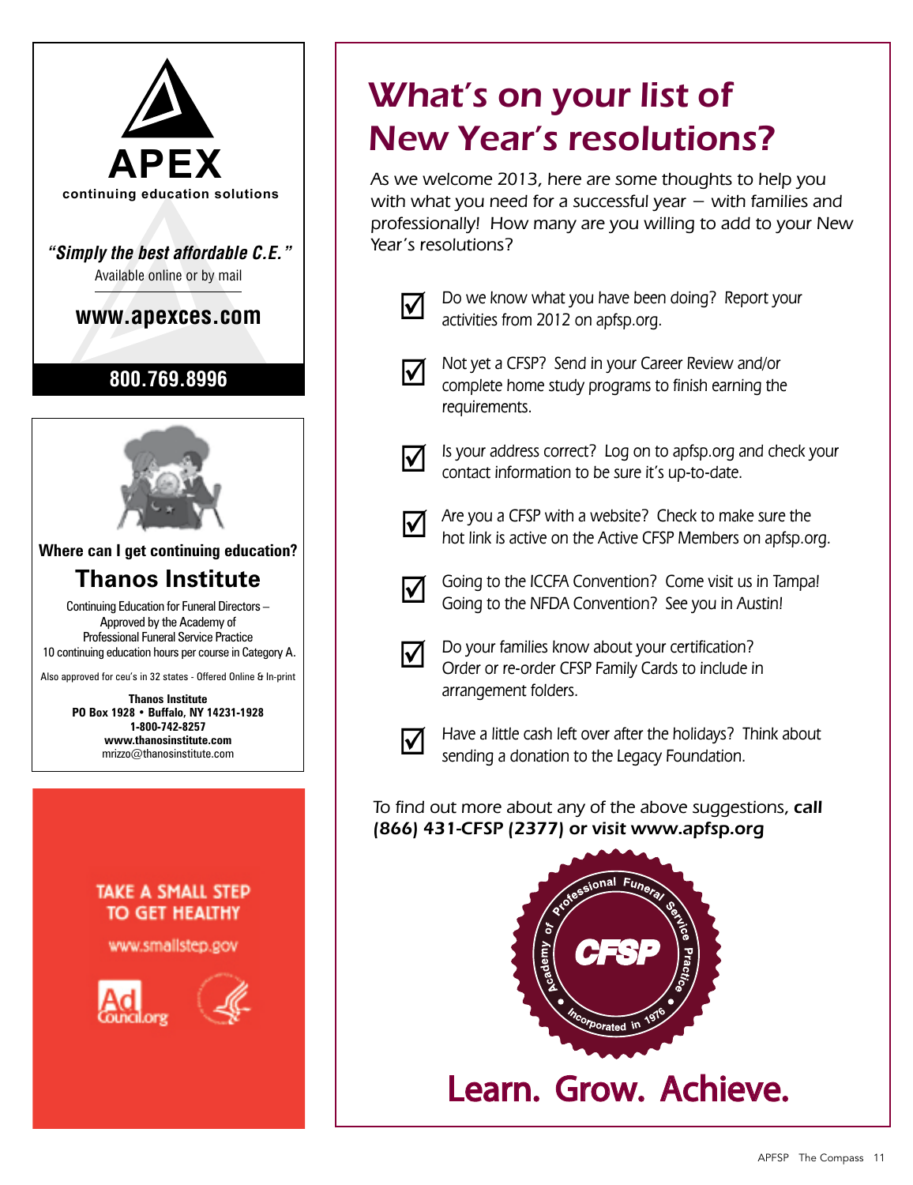**APEX**

**continuing education solutions**

***"Simply the best affordable C.E."***

Available online or by mail

**www.apexces.com**

**800.769.8996**

**Where can I get continuing education?**

## Thanos Institute

Continuing Education for Funeral Directors – Approved by the Academy of Professional Funeral Service Practice
10 continuing education hours per course in Category A.

Also approved for ceu's in 32 states - Offered Online & In-print

**Thanos Institute**
**PO Box 1928 • Buffalo, NY 14231-1928**
**1-800-742-8257**
**www.thanosinstitute.com**
mrizzo@thanosinstitute.com

TAKE A SMALL STEP TO GET HEALTHY

www.smallstep.gov

Ad Council.org

# What's on your list of New Year's resolutions?

As we welcome 2013, here are some thoughts to help you with what you need for a successful year – with families and professionally! How many are you willing to add to your New Year's resolutions?

- ☑ Do we know what you have been doing? Report your activities from 2012 on apfsp.org.
- ☑ Not yet a CFSP? Send in your Career Review and/or complete home study programs to finish earning the requirements.
- ☑ Is your address correct? Log on to apfsp.org and check your contact information to be sure it's up-to-date.
- ☑ Are you a CFSP with a website? Check to make sure the hot link is active on the Active CFSP Members on apfsp.org.
- ☑ Going to the ICCFA Convention? Come visit us in Tampa! Going to the NFDA Convention? See you in Austin!
- ☑ Do your families know about your certification? Order or re-order CFSP Family Cards to include in arrangement folders.
- ☑ Have a little cash left over after the holidays? Think about sending a donation to the Legacy Foundation.

To find out more about any of the above suggestions, **call (866) 431-CFSP (2377) or visit www.apfsp.org**

Academy of Professional Funeral Service Practice • CFSP • Incorporated in 1976

## Learn. Grow. Achieve.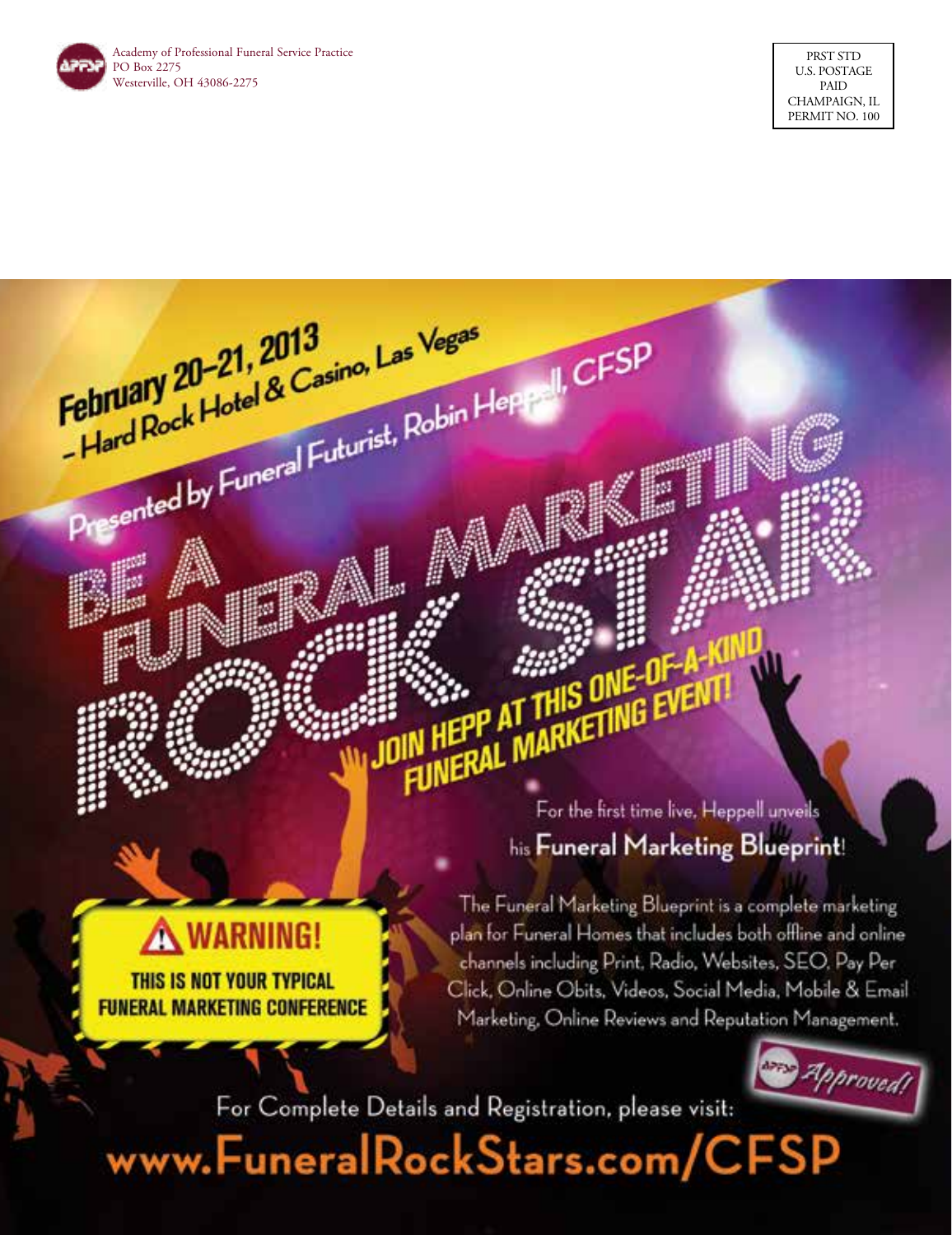Academy of Professional Funeral Service Practice
PO Box 2275
Westerville, OH 43086-2275

PRST STD
U.S. POSTAGE
PAID
CHAMPAIGN, IL
PERMIT NO. 100

February 20–21, 2013
– Hard Rock Hotel & Casino, Las Vegas

Presented by Funeral Futurist, Robin Heppell, CFSP

# BE A FUNERAL MARKETING ROCK STAR

JOIN HEPP AT THIS ONE-OF-A-KIND FUNERAL MARKETING EVENT!

For the first time live, Heppell unveils his **Funeral Marketing Blueprint**!

The Funeral Marketing Blueprint is a complete marketing plan for Funeral Homes that includes both offline and online channels including Print, Radio, Websites, SEO, Pay Per Click, Online Obits, Videos, Social Media, Mobile & Email Marketing, Online Reviews and Reputation Management.

**WARNING!**

**THIS IS NOT YOUR TYPICAL FUNERAL MARKETING CONFERENCE**

APFSP Approved!

For Complete Details and Registration, please visit:

**www.FuneralRockStars.com/CFSP**